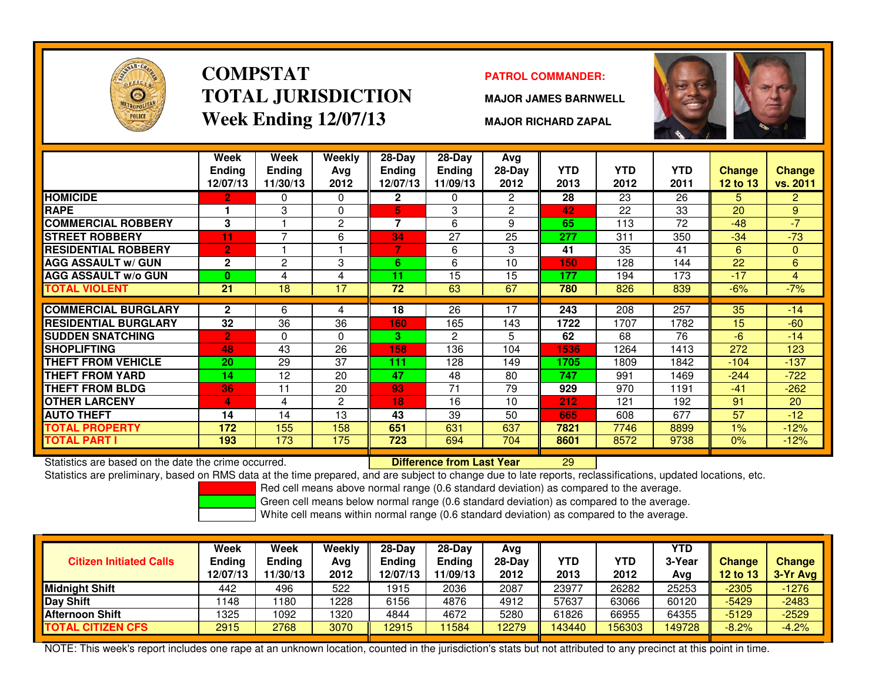# COMPSTAT TOTAL JURISDICTION

## Week Ending 12/07/13

**PATROL COMMANDER:**

**MAJOR JAMES BARNWELL**

**MAJOR RICHARD ZAPAL**

| | Week Ending 12/07/13 | Week Ending 11/30/13 | Weekly Avg 2012 | 28-Day Ending 12/07/13 | 28-Day Ending 11/09/13 | Avg 28-Day 2012 | YTD 2013 | YTD 2012 | YTD 2011 | Change 12 to 13 | Change vs. 2011 |
|---|---|---|---|---|---|---|---|---|---|---|---|
| HOMICIDE | 2 | 0 | 0 | 2 | 0 | 2 | 28 | 23 | 26 | 5 | 2 |
| RAPE | 1 | 3 | 0 | 5 | 3 | 2 | 42 | 22 | 33 | 20 | 9 |
| COMMERCIAL ROBBERY | 3 | 1 | 2 | 7 | 6 | 9 | 65 | 113 | 72 | -48 | -7 |
| STREET ROBBERY | 11 | 7 | 6 | 34 | 27 | 25 | 277 | 311 | 350 | -34 | -73 |
| RESIDENTIAL ROBBERY | 2 | 1 | 1 | 7 | 6 | 3 | 41 | 35 | 41 | 6 | 0 |
| AGG ASSAULT w/ GUN | 2 | 2 | 3 | 6 | 6 | 10 | 150 | 128 | 144 | 22 | 6 |
| AGG ASSAULT w/o GUN | 0 | 4 | 4 | 11 | 15 | 15 | 177 | 194 | 173 | -17 | 4 |
| TOTAL VIOLENT | 21 | 18 | 17 | 72 | 63 | 67 | 780 | 826 | 839 | -6% | -7% |
| COMMERCIAL BURGLARY | 2 | 6 | 4 | 18 | 26 | 17 | 243 | 208 | 257 | 35 | -14 |
| RESIDENTIAL BURGLARY | 32 | 36 | 36 | 160 | 165 | 143 | 1722 | 1707 | 1782 | 15 | -60 |
| SUDDEN SNATCHING | 2 | 0 | 0 | 3 | 2 | 5 | 62 | 68 | 76 | -6 | -14 |
| SHOPLIFTING | 48 | 43 | 26 | 158 | 136 | 104 | 1536 | 1264 | 1413 | 272 | 123 |
| THEFT FROM VEHICLE | 20 | 29 | 37 | 111 | 128 | 149 | 1705 | 1809 | 1842 | -104 | -137 |
| THEFT FROM YARD | 14 | 12 | 20 | 47 | 48 | 80 | 747 | 991 | 1469 | -244 | -722 |
| THEFT FROM BLDG | 36 | 11 | 20 | 93 | 71 | 79 | 929 | 970 | 1191 | -41 | -262 |
| OTHER LARCENY | 4 | 4 | 2 | 18 | 16 | 10 | 212 | 121 | 192 | 91 | 20 |
| AUTO THEFT | 14 | 14 | 13 | 43 | 39 | 50 | 665 | 608 | 677 | 57 | -12 |
| TOTAL PROPERTY | 172 | 155 | 158 | 651 | 631 | 637 | 7821 | 7746 | 8899 | 1% | -12% |
| TOTAL PART I | 193 | 173 | 175 | 723 | 694 | 704 | 8601 | 8572 | 9738 | 0% | -12% |

Statistics are based on the date the crime occurred. **Difference from Last Year** 29

Statistics are preliminary, based on RMS data at the time prepared, and are subject to change due to late reports, reclassifications, updated locations, etc.

Red cell means above normal range (0.6 standard deviation) as compared to the average.
Green cell means below normal range (0.6 standard deviation) as compared to the average.
White cell means within normal range (0.6 standard deviation) as compared to the average.

| Citizen Initiated Calls | Week Ending 12/07/13 | Week Ending 11/30/13 | Weekly Avg 2012 | 28-Day Ending 12/07/13 | 28-Day Ending 11/09/13 | Avg 28-Day 2012 | YTD 2013 | YTD 2012 | YTD 3-Year Avg | Change 12 to 13 | Change 3-Yr Avg |
|---|---|---|---|---|---|---|---|---|---|---|---|
| Midnight Shift | 442 | 496 | 522 | 1915 | 2036 | 2087 | 23977 | 26282 | 25253 | -2305 | -1276 |
| Day Shift | 1148 | 1180 | 1228 | 6156 | 4876 | 4912 | 57637 | 63066 | 60120 | -5429 | -2483 |
| Afternoon Shift | 1325 | 1092 | 1320 | 4844 | 4672 | 5280 | 61826 | 66955 | 64355 | -5129 | -2529 |
| TOTAL CITIZEN CFS | 2915 | 2768 | 3070 | 12915 | 11584 | 12279 | 143440 | 156303 | 149728 | -8.2% | -4.2% |

NOTE: This week's report includes one rape at an unknown location, counted in the jurisdiction's stats but not attributed to any precinct at this point in time.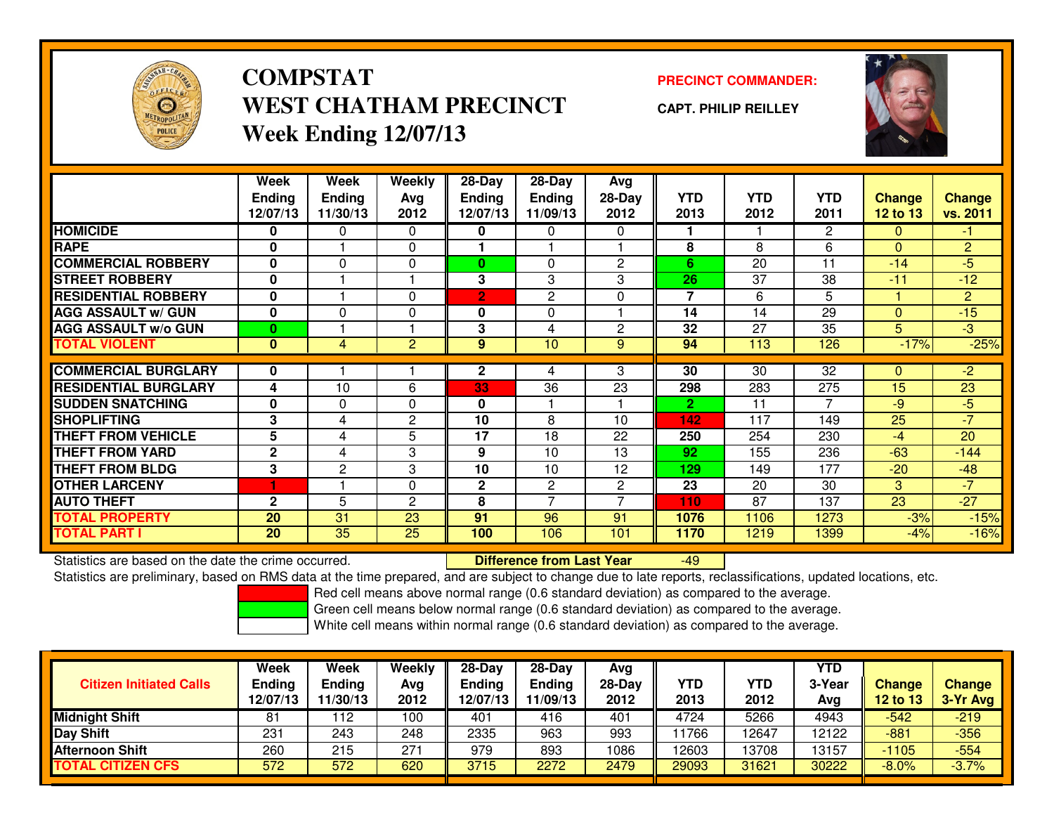# COMPSTAT
# WEST CHATHAM PRECINCT
## Week Ending 12/07/13

**PRECINCT COMMANDER:**

**CAPT. PHILIP REILLEY**

| | Week Ending 12/07/13 | Week Ending 11/30/13 | Weekly Avg 2012 | 28-Day Ending 12/07/13 | 28-Day Ending 11/09/13 | Avg 28-Day 2012 | YTD 2013 | YTD 2012 | YTD 2011 | Change 12 to 13 | Change vs. 2011 |
|---|---|---|---|---|---|---|---|---|---|---|---|
| **HOMICIDE** | **0** | 0 | 0 | **0** | 0 | 0 | **1** | 1 | 2 | 0 | -1 |
| **RAPE** | **0** | 1 | 0 | **1** | 1 | 1 | **8** | 8 | 6 | 0 | 2 |
| **COMMERCIAL ROBBERY** | **0** | 0 | 0 | **0** | 0 | 2 | **6** | 20 | 11 | -14 | -5 |
| **STREET ROBBERY** | **0** | 1 | 1 | **3** | 3 | 3 | **26** | 37 | 38 | -11 | -12 |
| **RESIDENTIAL ROBBERY** | **0** | 1 | 0 | **2** | 2 | 0 | **7** | 6 | 5 | 1 | 2 |
| **AGG ASSAULT w/ GUN** | **0** | 0 | 0 | **0** | 0 | 1 | **14** | 14 | 29 | 0 | -15 |
| **AGG ASSAULT w/o GUN** | **0** | 1 | 1 | **3** | 4 | 2 | **32** | 27 | 35 | 5 | -3 |
| **TOTAL VIOLENT** | **0** | 4 | 2 | **9** | 10 | 9 | **94** | 113 | 126 | -17% | -25% |
| **COMMERCIAL BURGLARY** | **0** | 1 | 1 | **2** | 4 | 3 | **30** | 30 | 32 | 0 | -2 |
| **RESIDENTIAL BURGLARY** | **4** | 10 | 6 | **33** | 36 | 23 | **298** | 283 | 275 | 15 | 23 |
| **SUDDEN SNATCHING** | **0** | 0 | 0 | **0** | 1 | 1 | **2** | 11 | 7 | -9 | -5 |
| **SHOPLIFTING** | **3** | 4 | 2 | **10** | 8 | 10 | **142** | 117 | 149 | 25 | -7 |
| **THEFT FROM VEHICLE** | **5** | 4 | 5 | **17** | 18 | 22 | **250** | 254 | 230 | -4 | 20 |
| **THEFT FROM YARD** | **2** | 4 | 3 | **9** | 10 | 13 | **92** | 155 | 236 | -63 | -144 |
| **THEFT FROM BLDG** | **3** | 2 | 3 | **10** | 10 | 12 | **129** | 149 | 177 | -20 | -48 |
| **OTHER LARCENY** | **1** | 1 | 0 | **2** | 2 | 2 | **23** | 20 | 30 | 3 | -7 |
| **AUTO THEFT** | **2** | 5 | 2 | **8** | 7 | 7 | **110** | 87 | 137 | 23 | -27 |
| **TOTAL PROPERTY** | **20** | 31 | 23 | **91** | 96 | 91 | **1076** | 1106 | 1273 | -3% | -15% |
| **TOTAL PART I** | **20** | 35 | 25 | **100** | 106 | 101 | **1170** | 1219 | 1399 | -4% | -16% |

Statistics are based on the date the crime occurred. **Difference from Last Year** -49

Statistics are preliminary, based on RMS data at the time prepared, and are subject to change due to late reports, reclassifications, updated locations, etc.

Red cell means above normal range (0.6 standard deviation) as compared to the average.
Green cell means below normal range (0.6 standard deviation) as compared to the average.
White cell means within normal range (0.6 standard deviation) as compared to the average.

| Citizen Initiated Calls | Week Ending 12/07/13 | Week Ending 11/30/13 | Weekly Avg 2012 | 28-Day Ending 12/07/13 | 28-Day Ending 11/09/13 | Avg 28-Day 2012 | YTD 2013 | YTD 2012 | YTD 3-Year Avg | Change 12 to 13 | Change 3-Yr Avg |
|---|---|---|---|---|---|---|---|---|---|---|---|
| **Midnight Shift** | 81 | 112 | 100 | 401 | 416 | 401 | 4724 | 5266 | 4943 | -542 | -219 |
| **Day Shift** | 231 | 243 | 248 | 2335 | 963 | 993 | 11766 | 12647 | 12122 | -881 | -356 |
| **Afternoon Shift** | 260 | 215 | 271 | 979 | 893 | 1086 | 12603 | 13708 | 13157 | -1105 | -554 |
| **TOTAL CITIZEN CFS** | 572 | 572 | 620 | 3715 | 2272 | 2479 | 29093 | 31621 | 30222 | -8.0% | -3.7% |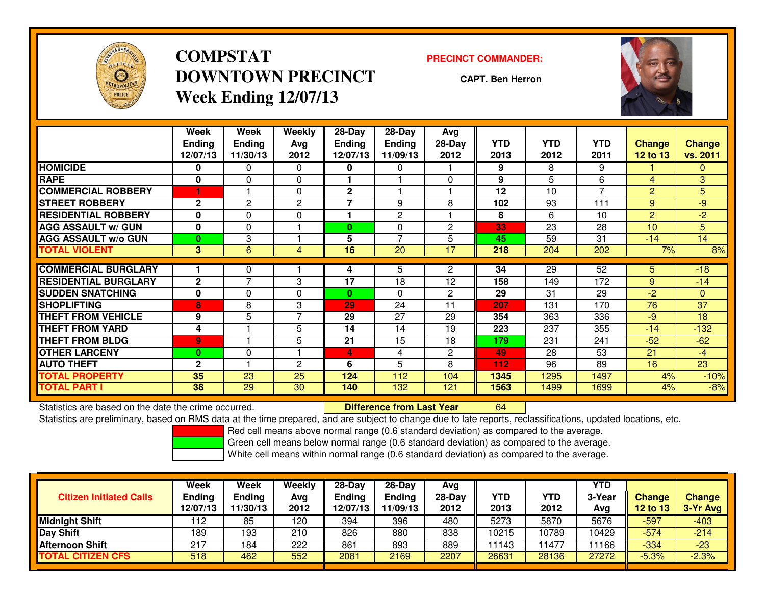# COMPSTAT
# DOWNTOWN PRECINCT
## Week Ending 12/07/13

**PRECINCT COMMANDER:**

**CAPT. Ben Herron**

| | Week Ending 12/07/13 | Week Ending 11/30/13 | Weekly Avg 2012 | 28-Day Ending 12/07/13 | 28-Day Ending 11/09/13 | Avg 28-Day 2012 | YTD 2013 | YTD 2012 | YTD 2011 | Change 12 to 13 | Change vs. 2011 |
|---|---|---|---|---|---|---|---|---|---|---|---|
| HOMICIDE | 0 | 0 | 0 | 0 | 0 | 1 | 9 | 8 | 9 | 1 | 0 |
| RAPE | 0 | 0 | 0 | 1 | 1 | 0 | 9 | 5 | 6 | 4 | 3 |
| COMMERCIAL ROBBERY | 1 | 1 | 0 | 2 | 1 | 1 | 12 | 10 | 7 | 2 | 5 |
| STREET ROBBERY | 2 | 2 | 2 | 7 | 9 | 8 | 102 | 93 | 111 | 9 | -9 |
| RESIDENTIAL ROBBERY | 0 | 0 | 0 | 1 | 2 | 1 | 8 | 6 | 10 | 2 | -2 |
| AGG ASSAULT w/ GUN | 0 | 0 | 1 | 0 | 0 | 2 | 33 | 23 | 28 | 10 | 5 |
| AGG ASSAULT w/o GUN | 0 | 3 | 1 | 5 | 7 | 5 | 45 | 59 | 31 | -14 | 14 |
| TOTAL VIOLENT | 3 | 6 | 4 | 16 | 20 | 17 | 218 | 204 | 202 | 7% | 8% |
| COMMERCIAL BURGLARY | 1 | 0 | 1 | 4 | 5 | 2 | 34 | 29 | 52 | 5 | -18 |
| RESIDENTIAL BURGLARY | 2 | 7 | 3 | 17 | 18 | 12 | 158 | 149 | 172 | 9 | -14 |
| SUDDEN SNATCHING | 0 | 0 | 0 | 0 | 0 | 2 | 29 | 31 | 29 | -2 | 0 |
| SHOPLIFTING | 8 | 8 | 3 | 29 | 24 | 11 | 207 | 131 | 170 | 76 | 37 |
| THEFT FROM VEHICLE | 9 | 5 | 7 | 29 | 27 | 29 | 354 | 363 | 336 | -9 | 18 |
| THEFT FROM YARD | 4 | 1 | 5 | 14 | 14 | 19 | 223 | 237 | 355 | -14 | -132 |
| THEFT FROM BLDG | 9 | 1 | 5 | 21 | 15 | 18 | 179 | 231 | 241 | -52 | -62 |
| OTHER LARCENY | 0 | 0 | 1 | 4 | 4 | 2 | 49 | 28 | 53 | 21 | -4 |
| AUTO THEFT | 2 | 1 | 2 | 6 | 5 | 8 | 112 | 96 | 89 | 16 | 23 |
| TOTAL PROPERTY | 35 | 23 | 25 | 124 | 112 | 104 | 1345 | 1295 | 1497 | 4% | -10% |
| TOTAL PART I | 38 | 29 | 30 | 140 | 132 | 121 | 1563 | 1499 | 1699 | 4% | -8% |

Statistics are based on the date the crime occurred. **Difference from Last Year** 64

Statistics are preliminary, based on RMS data at the time prepared, and are subject to change due to late reports, reclassifications, updated locations, etc.

Red cell means above normal range (0.6 standard deviation) as compared to the average.
Green cell means below normal range (0.6 standard deviation) as compared to the average.
White cell means within normal range (0.6 standard deviation) as compared to the average.

| Citizen Initiated Calls | Week Ending 12/07/13 | Week Ending 11/30/13 | Weekly Avg 2012 | 28-Day Ending 12/07/13 | 28-Day Ending 11/09/13 | Avg 28-Day 2012 | YTD 2013 | YTD 2012 | YTD 3-Year Avg | Change 12 to 13 | Change 3-Yr Avg |
|---|---|---|---|---|---|---|---|---|---|---|---|
| Midnight Shift | 112 | 85 | 120 | 394 | 396 | 480 | 5273 | 5870 | 5676 | -597 | -403 |
| Day Shift | 189 | 193 | 210 | 826 | 880 | 838 | 10215 | 10789 | 10429 | -574 | -214 |
| Afternoon Shift | 217 | 184 | 222 | 861 | 893 | 889 | 11143 | 11477 | 11166 | -334 | -23 |
| TOTAL CITIZEN CFS | 518 | 462 | 552 | 2081 | 2169 | 2207 | 26631 | 28136 | 27272 | -5.3% | -2.3% |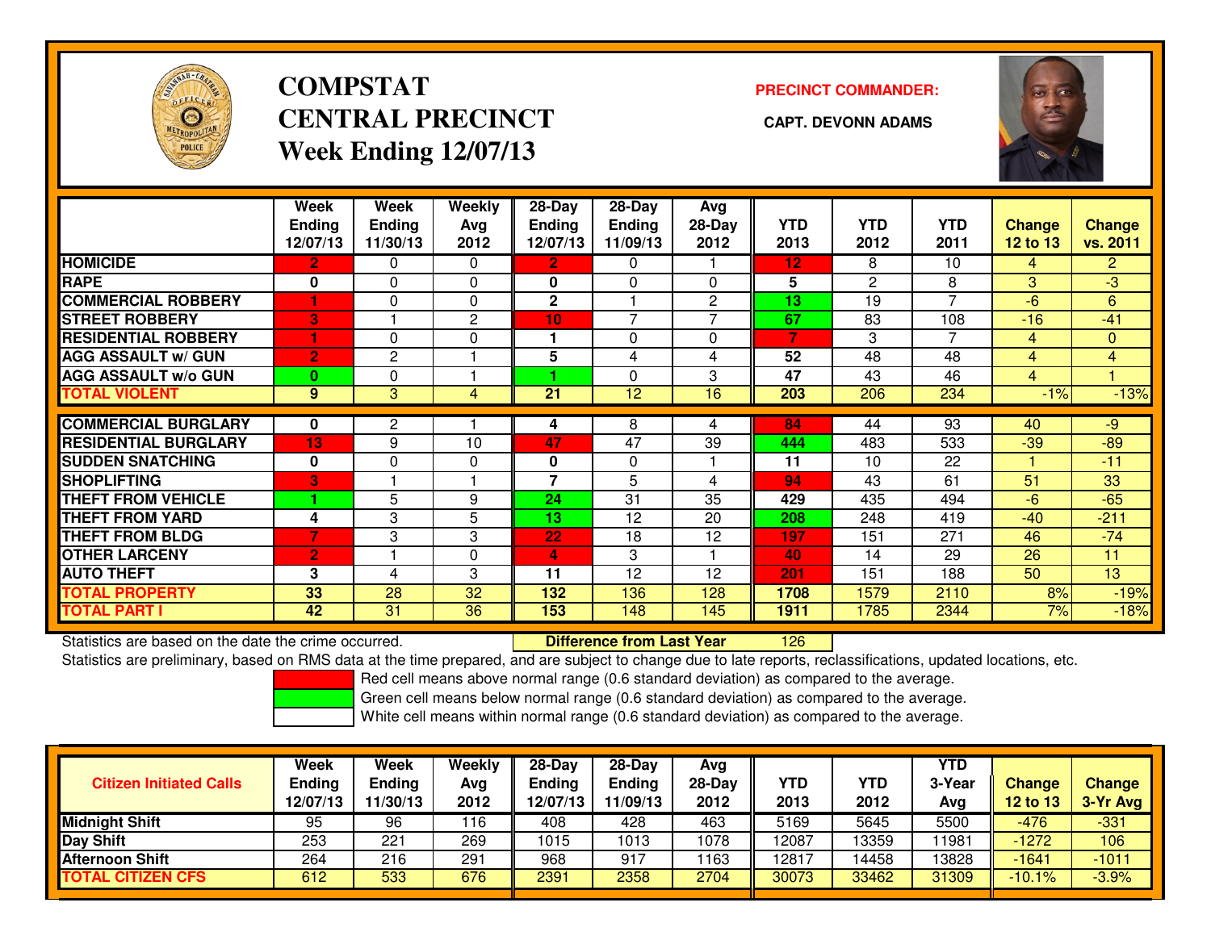# COMPSTAT CENTRAL PRECINCT
## Week Ending 12/07/13

**PRECINCT COMMANDER:**

**CAPT. DEVONN ADAMS**

| | Week Ending 12/07/13 | Week Ending 11/30/13 | Weekly Avg 2012 | 28-Day Ending 12/07/13 | 28-Day Ending 11/09/13 | Avg 28-Day 2012 | YTD 2013 | YTD 2012 | YTD 2011 | Change 12 to 13 | Change vs. 2011 |
|---|---|---|---|---|---|---|---|---|---|---|---|
| HOMICIDE | 2 | 0 | 0 | 2 | 0 | 1 | 12 | 8 | 10 | 4 | 2 |
| RAPE | 0 | 0 | 0 | 0 | 0 | 0 | 5 | 2 | 8 | 3 | -3 |
| COMMERCIAL ROBBERY | 1 | 0 | 0 | 2 | 1 | 2 | 13 | 19 | 7 | -6 | 6 |
| STREET ROBBERY | 3 | 1 | 2 | 10 | 7 | 7 | 67 | 83 | 108 | -16 | -41 |
| RESIDENTIAL ROBBERY | 1 | 0 | 0 | 1 | 0 | 0 | 7 | 3 | 7 | 4 | 0 |
| AGG ASSAULT w/ GUN | 2 | 2 | 1 | 5 | 4 | 4 | 52 | 48 | 48 | 4 | 4 |
| AGG ASSAULT w/o GUN | 0 | 0 | 1 | 1 | 0 | 3 | 47 | 43 | 46 | 4 | 1 |
| TOTAL VIOLENT | 9 | 3 | 4 | 21 | 12 | 16 | 203 | 206 | 234 | -1% | -13% |
| COMMERCIAL BURGLARY | 0 | 2 | 1 | 4 | 8 | 4 | 84 | 44 | 93 | 40 | -9 |
| RESIDENTIAL BURGLARY | 13 | 9 | 10 | 47 | 47 | 39 | 444 | 483 | 533 | -39 | -89 |
| SUDDEN SNATCHING | 0 | 0 | 0 | 0 | 0 | 1 | 11 | 10 | 22 | 1 | -11 |
| SHOPLIFTING | 3 | 1 | 1 | 7 | 5 | 4 | 94 | 43 | 61 | 51 | 33 |
| THEFT FROM VEHICLE | 1 | 5 | 9 | 24 | 31 | 35 | 429 | 435 | 494 | -6 | -65 |
| THEFT FROM YARD | 4 | 3 | 5 | 13 | 12 | 20 | 208 | 248 | 419 | -40 | -211 |
| THEFT FROM BLDG | 7 | 3 | 3 | 22 | 18 | 12 | 197 | 151 | 271 | 46 | -74 |
| OTHER LARCENY | 2 | 1 | 0 | 4 | 3 | 1 | 40 | 14 | 29 | 26 | 11 |
| AUTO THEFT | 3 | 4 | 3 | 11 | 12 | 12 | 201 | 151 | 188 | 50 | 13 |
| TOTAL PROPERTY | 33 | 28 | 32 | 132 | 136 | 128 | 1708 | 1579 | 2110 | 8% | -19% |
| TOTAL PART I | 42 | 31 | 36 | 153 | 148 | 145 | 1911 | 1785 | 2344 | 7% | -18% |

Statistics are based on the date the crime occurred. **Difference from Last Year** 126

Statistics are preliminary, based on RMS data at the time prepared, and are subject to change due to late reports, reclassifications, updated locations, etc.

Red cell means above normal range (0.6 standard deviation) as compared to the average.

Green cell means below normal range (0.6 standard deviation) as compared to the average.

White cell means within normal range (0.6 standard deviation) as compared to the average.

| Citizen Initiated Calls | Week Ending 12/07/13 | Week Ending 11/30/13 | Weekly Avg 2012 | 28-Day Ending 12/07/13 | 28-Day Ending 11/09/13 | Avg 28-Day 2012 | YTD 2013 | YTD 2012 | YTD 3-Year Avg | Change 12 to 13 | Change 3-Yr Avg |
|---|---|---|---|---|---|---|---|---|---|---|---|
| Midnight Shift | 95 | 96 | 116 | 408 | 428 | 463 | 5169 | 5645 | 5500 | -476 | -331 |
| Day Shift | 253 | 221 | 269 | 1015 | 1013 | 1078 | 12087 | 13359 | 11981 | -1272 | 106 |
| Afternoon Shift | 264 | 216 | 291 | 968 | 917 | 1163 | 12817 | 14458 | 13828 | -1641 | -1011 |
| TOTAL CITIZEN CFS | 612 | 533 | 676 | 2391 | 2358 | 2704 | 30073 | 33462 | 31309 | -10.1% | -3.9% |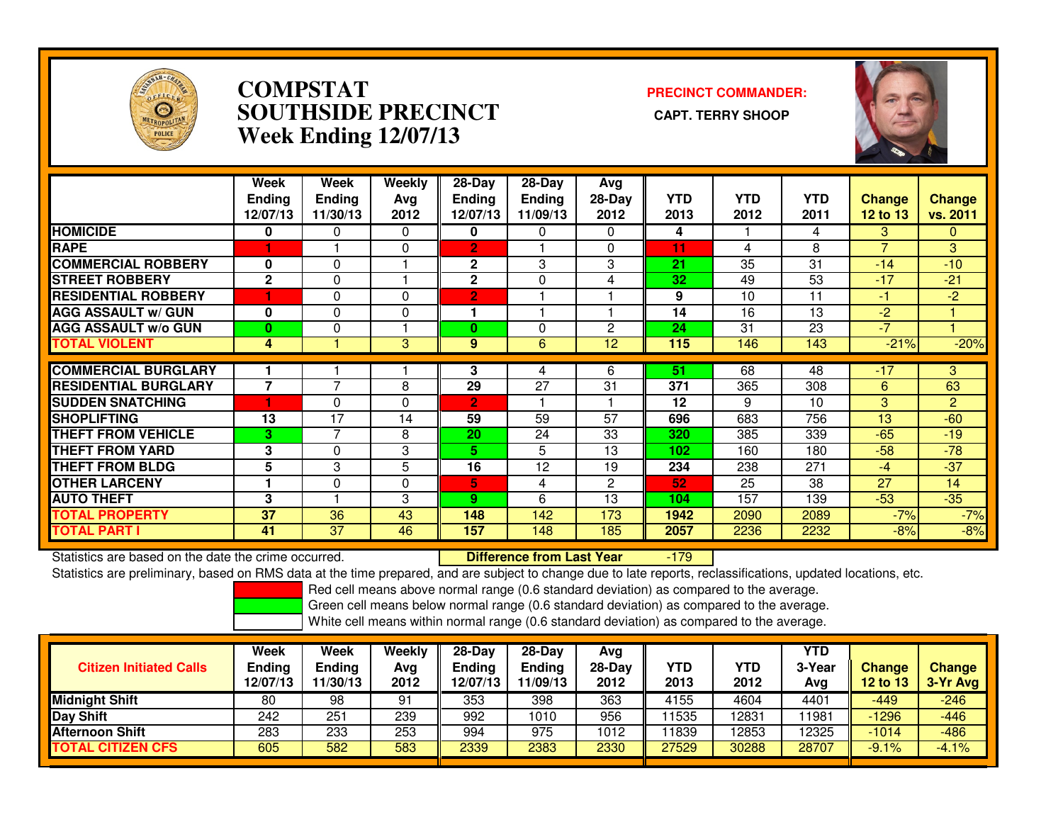# COMPSTAT SOUTHSIDE PRECINCT Week Ending 12/07/13

**PRECINCT COMMANDER:**
**CAPT. TERRY SHOOP**

| | Week Ending 12/07/13 | Week Ending 11/30/13 | Weekly Avg 2012 | 28-Day Ending 12/07/13 | 28-Day Ending 11/09/13 | Avg 28-Day 2012 | YTD 2013 | YTD 2012 | YTD 2011 | Change 12 to 13 | Change vs. 2011 |
|---|---|---|---|---|---|---|---|---|---|---|---|
| HOMICIDE | 0 | 0 | 0 | 0 | 0 | 0 | 4 | 1 | 4 | 3 | 0 |
| RAPE | 1 | 1 | 0 | 2 | 1 | 0 | 11 | 4 | 8 | 7 | 3 |
| COMMERCIAL ROBBERY | 0 | 0 | 1 | 2 | 3 | 3 | 21 | 35 | 31 | -14 | -10 |
| STREET ROBBERY | 2 | 0 | 1 | 2 | 0 | 4 | 32 | 49 | 53 | -17 | -21 |
| RESIDENTIAL ROBBERY | 1 | 0 | 0 | 2 | 1 | 1 | 9 | 10 | 11 | -1 | -2 |
| AGG ASSAULT w/ GUN | 0 | 0 | 0 | 1 | 1 | 1 | 14 | 16 | 13 | -2 | 1 |
| AGG ASSAULT w/o GUN | 0 | 0 | 1 | 0 | 0 | 2 | 24 | 31 | 23 | -7 | 1 |
| TOTAL VIOLENT | 4 | 1 | 3 | 9 | 6 | 12 | 115 | 146 | 143 | -21% | -20% |
| COMMERCIAL BURGLARY | 1 | 1 | 1 | 3 | 4 | 6 | 51 | 68 | 48 | -17 | 3 |
| RESIDENTIAL BURGLARY | 7 | 7 | 8 | 29 | 27 | 31 | 371 | 365 | 308 | 6 | 63 |
| SUDDEN SNATCHING | 1 | 0 | 0 | 2 | 1 | 1 | 12 | 9 | 10 | 3 | 2 |
| SHOPLIFTING | 13 | 17 | 14 | 59 | 59 | 57 | 696 | 683 | 756 | 13 | -60 |
| THEFT FROM VEHICLE | 3 | 7 | 8 | 20 | 24 | 33 | 320 | 385 | 339 | -65 | -19 |
| THEFT FROM YARD | 3 | 0 | 3 | 5 | 5 | 13 | 102 | 160 | 180 | -58 | -78 |
| THEFT FROM BLDG | 5 | 3 | 5 | 16 | 12 | 19 | 234 | 238 | 271 | -4 | -37 |
| OTHER LARCENY | 1 | 0 | 0 | 5 | 4 | 2 | 52 | 25 | 38 | 27 | 14 |
| AUTO THEFT | 3 | 1 | 3 | 9 | 6 | 13 | 104 | 157 | 139 | -53 | -35 |
| TOTAL PROPERTY | 37 | 36 | 43 | 148 | 142 | 173 | 1942 | 2090 | 2089 | -7% | -7% |
| TOTAL PART I | 41 | 37 | 46 | 157 | 148 | 185 | 2057 | 2236 | 2232 | -8% | -8% |

Statistics are based on the date the crime occurred. **Difference from Last Year** -179

Statistics are preliminary, based on RMS data at the time prepared, and are subject to change due to late reports, reclassifications, updated locations, etc.

Red cell means above normal range (0.6 standard deviation) as compared to the average.
Green cell means below normal range (0.6 standard deviation) as compared to the average.
White cell means within normal range (0.6 standard deviation) as compared to the average.

| Citizen Initiated Calls | Week Ending 12/07/13 | Week Ending 11/30/13 | Weekly Avg 2012 | 28-Day Ending 12/07/13 | 28-Day Ending 11/09/13 | Avg 28-Day 2012 | YTD 2013 | YTD 2012 | YTD 3-Year Avg | Change 12 to 13 | Change 3-Yr Avg |
|---|---|---|---|---|---|---|---|---|---|---|---|
| Midnight Shift | 80 | 98 | 91 | 353 | 398 | 363 | 4155 | 4604 | 4401 | -449 | -246 |
| Day Shift | 242 | 251 | 239 | 992 | 1010 | 956 | 11535 | 12831 | 11981 | -1296 | -446 |
| Afternoon Shift | 283 | 233 | 253 | 994 | 975 | 1012 | 11839 | 12853 | 12325 | -1014 | -486 |
| TOTAL CITIZEN CFS | 605 | 582 | 583 | 2339 | 2383 | 2330 | 27529 | 30288 | 28707 | -9.1% | -4.1% |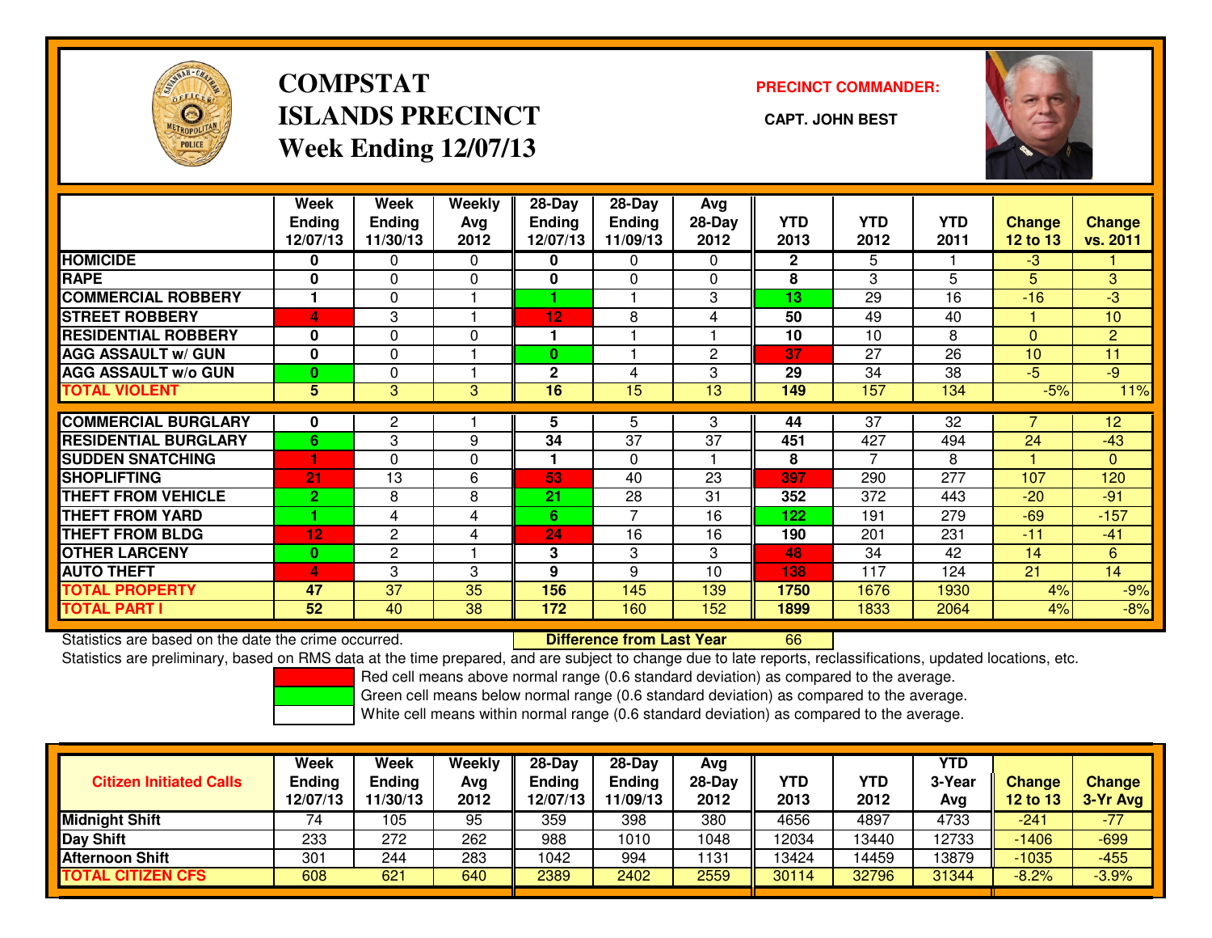# COMPSTAT ISLANDS PRECINCT Week Ending 12/07/13

**PRECINCT COMMANDER:**

**CAPT. JOHN BEST**

| | Week Ending 12/07/13 | Week Ending 11/30/13 | Weekly Avg 2012 | 28-Day Ending 12/07/13 | 28-Day Ending 11/09/13 | Avg 28-Day 2012 | YTD 2013 | YTD 2012 | YTD 2011 | Change 12 to 13 | Change vs. 2011 |
|---|---|---|---|---|---|---|---|---|---|---|---|
| HOMICIDE | 0 | 0 | 0 | 0 | 0 | 0 | 2 | 5 | 1 | -3 | 1 |
| RAPE | 0 | 0 | 0 | 0 | 0 | 0 | 8 | 3 | 5 | 5 | 3 |
| COMMERCIAL ROBBERY | 1 | 0 | 1 | 1 | 1 | 3 | 13 | 29 | 16 | -16 | -3 |
| STREET ROBBERY | 4 | 3 | 1 | 12 | 8 | 4 | 50 | 49 | 40 | 1 | 10 |
| RESIDENTIAL ROBBERY | 0 | 0 | 0 | 1 | 1 | 1 | 10 | 10 | 8 | 0 | 2 |
| AGG ASSAULT w/ GUN | 0 | 0 | 1 | 0 | 1 | 2 | 37 | 27 | 26 | 10 | 11 |
| AGG ASSAULT w/o GUN | 0 | 0 | 1 | 2 | 4 | 3 | 29 | 34 | 38 | -5 | -9 |
| TOTAL VIOLENT | 5 | 3 | 3 | 16 | 15 | 13 | 149 | 157 | 134 | -5% | 11% |
| COMMERCIAL BURGLARY | 0 | 2 | 1 | 5 | 5 | 3 | 44 | 37 | 32 | 7 | 12 |
| RESIDENTIAL BURGLARY | 6 | 3 | 9 | 34 | 37 | 37 | 451 | 427 | 494 | 24 | -43 |
| SUDDEN SNATCHING | 1 | 0 | 0 | 1 | 0 | 1 | 8 | 7 | 8 | 1 | 0 |
| SHOPLIFTING | 21 | 13 | 6 | 53 | 40 | 23 | 397 | 290 | 277 | 107 | 120 |
| THEFT FROM VEHICLE | 2 | 8 | 8 | 21 | 28 | 31 | 352 | 372 | 443 | -20 | -91 |
| THEFT FROM YARD | 1 | 4 | 4 | 6 | 7 | 16 | 122 | 191 | 279 | -69 | -157 |
| THEFT FROM BLDG | 12 | 2 | 4 | 24 | 16 | 16 | 190 | 201 | 231 | -11 | -41 |
| OTHER LARCENY | 0 | 2 | 1 | 3 | 3 | 3 | 48 | 34 | 42 | 14 | 6 |
| AUTO THEFT | 4 | 3 | 3 | 9 | 9 | 10 | 138 | 117 | 124 | 21 | 14 |
| TOTAL PROPERTY | 47 | 37 | 35 | 156 | 145 | 139 | 1750 | 1676 | 1930 | 4% | -9% |
| TOTAL PART I | 52 | 40 | 38 | 172 | 160 | 152 | 1899 | 1833 | 2064 | 4% | -8% |

Statistics are based on the date the crime occurred. **Difference from Last Year** 66

Statistics are preliminary, based on RMS data at the time prepared, and are subject to change due to late reports, reclassifications, updated locations, etc.

Red cell means above normal range (0.6 standard deviation) as compared to the average.
Green cell means below normal range (0.6 standard deviation) as compared to the average.
White cell means within normal range (0.6 standard deviation) as compared to the average.

| Citizen Initiated Calls | Week Ending 12/07/13 | Week Ending 11/30/13 | Weekly Avg 2012 | 28-Day Ending 12/07/13 | 28-Day Ending 11/09/13 | Avg 28-Day 2012 | YTD 2013 | YTD 2012 | YTD 3-Year Avg | Change 12 to 13 | Change 3-Yr Avg |
|---|---|---|---|---|---|---|---|---|---|---|---|
| Midnight Shift | 74 | 105 | 95 | 359 | 398 | 380 | 4656 | 4897 | 4733 | -241 | -77 |
| Day Shift | 233 | 272 | 262 | 988 | 1010 | 1048 | 12034 | 13440 | 12733 | -1406 | -699 |
| Afternoon Shift | 301 | 244 | 283 | 1042 | 994 | 1131 | 13424 | 14459 | 13879 | -1035 | -455 |
| TOTAL CITIZEN CFS | 608 | 621 | 640 | 2389 | 2402 | 2559 | 30114 | 32796 | 31344 | -8.2% | -3.9% |